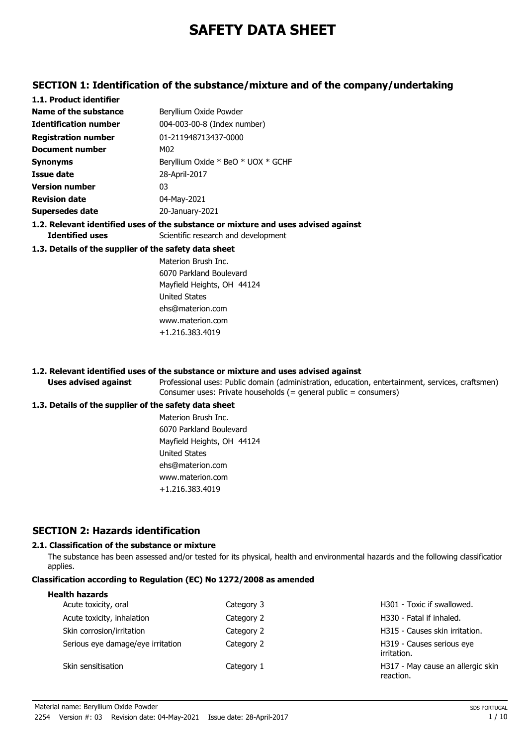# SAFETY DATA SHEET

## SECTION 1: Identification of the substance/mixture and of the company/undertaking

### 1.1. Product identifier

| | |
|---|---|
| **Name of the substance** | Beryllium Oxide Powder |
| **Identification number** | 004-003-00-8 (Index number) |
| **Registration number** | 01-211948713437-0000 |
| **Document number** | M02 |
| **Synonyms** | Beryllium Oxide * BeO * UOX * GCHF |
| **Issue date** | 28-April-2017 |
| **Version number** | 03 |
| **Revision date** | 04-May-2021 |
| **Supersedes date** | 20-January-2021 |

### 1.2. Relevant identified uses of the substance or mixture and uses advised against

**Identified uses** Scientific research and development

### 1.3. Details of the supplier of the safety data sheet

Materion Brush Inc.
6070 Parkland Boulevard
Mayfield Heights, OH 44124
United States
ehs@materion.com
www.materion.com
+1.216.383.4019

### 1.2. Relevant identified uses of the substance or mixture and uses advised against

**Uses advised against** Professional uses: Public domain (administration, education, entertainment, services, craftsmen)
Consumer uses: Private households (= general public = consumers)

### 1.3. Details of the supplier of the safety data sheet

Materion Brush Inc.
6070 Parkland Boulevard
Mayfield Heights, OH 44124
United States
ehs@materion.com
www.materion.com
+1.216.383.4019

## SECTION 2: Hazards identification

### 2.1. Classification of the substance or mixture

The substance has been assessed and/or tested for its physical, health and environmental hazards and the following classification applies.

**Classification according to Regulation (EC) No 1272/2008 as amended**

**Health hazards**

| | | |
|---|---|---|
| Acute toxicity, oral | Category 3 | H301 - Toxic if swallowed. |
| Acute toxicity, inhalation | Category 2 | H330 - Fatal if inhaled. |
| Skin corrosion/irritation | Category 2 | H315 - Causes skin irritation. |
| Serious eye damage/eye irritation | Category 2 | H319 - Causes serious eye irritation. |
| Skin sensitisation | Category 1 | H317 - May cause an allergic skin reaction. |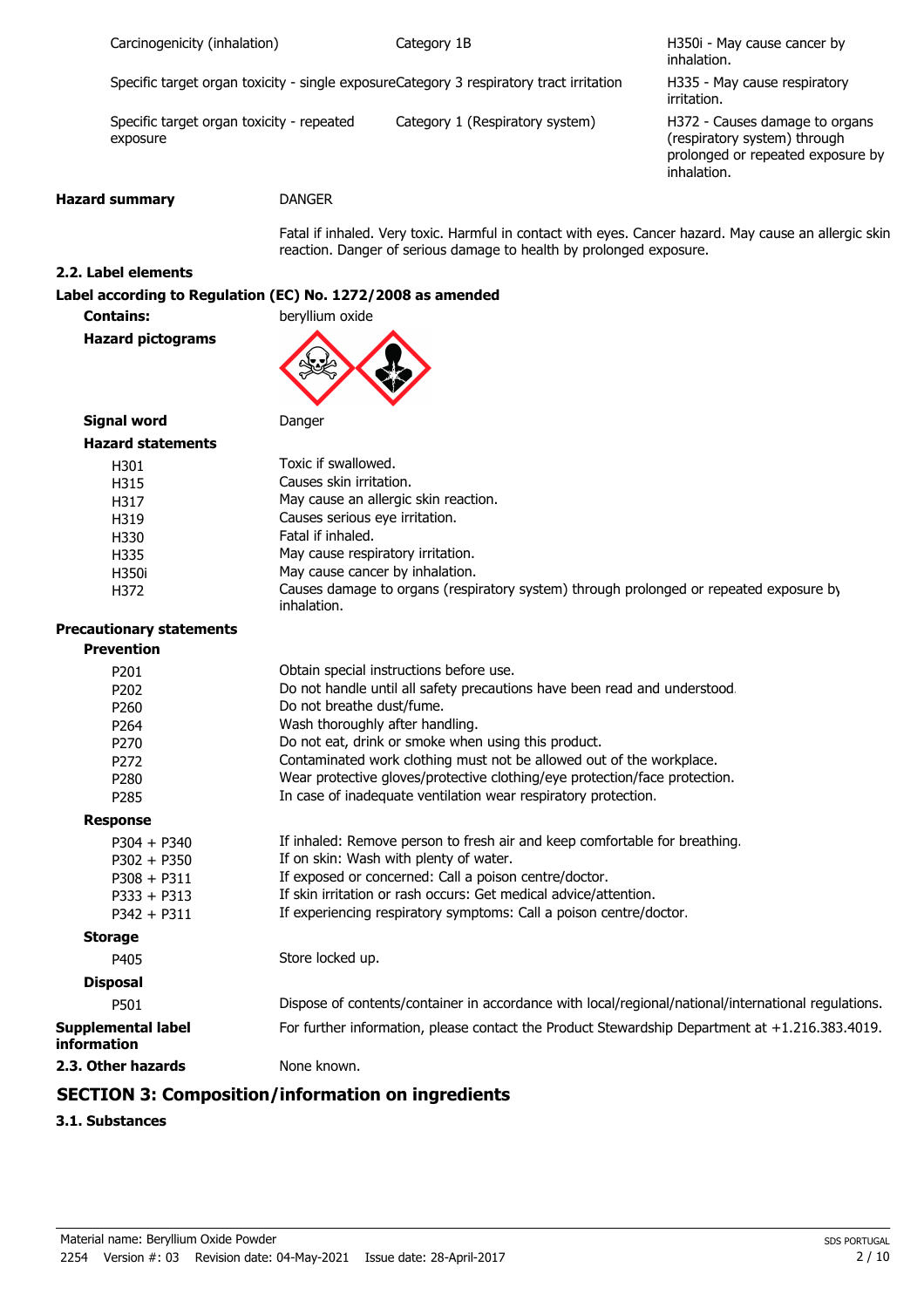| | | |
|---|---|---|
| Carcinogenicity (inhalation) | Category 1B | H350i - May cause cancer by inhalation. |
| Specific target organ toxicity - single exposure | Category 3 respiratory tract irritation | H335 - May cause respiratory irritation. |
| Specific target organ toxicity - repeated exposure | Category 1 (Respiratory system) | H372 - Causes damage to organs (respiratory system) through prolonged or repeated exposure by inhalation. |

**Hazard summary** DANGER

Fatal if inhaled. Very toxic. Harmful in contact with eyes. Cancer hazard. May cause an allergic skin reaction. Danger of serious damage to health by prolonged exposure.

### 2.2. Label elements

**Label according to Regulation (EC) No. 1272/2008 as amended**

**Contains:** beryllium oxide

**Hazard pictograms**

**Signal word** Danger

**Hazard statements**

| | |
|---|---|
| H301 | Toxic if swallowed. |
| H315 | Causes skin irritation. |
| H317 | May cause an allergic skin reaction. |
| H319 | Causes serious eye irritation. |
| H330 | Fatal if inhaled. |
| H335 | May cause respiratory irritation. |
| H350i | May cause cancer by inhalation. |
| H372 | Causes damage to organs (respiratory system) through prolonged or repeated exposure by inhalation. |

**Precautionary statements**

**Prevention**

| | |
|---|---|
| P201 | Obtain special instructions before use. |
| P202 | Do not handle until all safety precautions have been read and understood. |
| P260 | Do not breathe dust/fume. |
| P264 | Wash thoroughly after handling. |
| P270 | Do not eat, drink or smoke when using this product. |
| P272 | Contaminated work clothing must not be allowed out of the workplace. |
| P280 | Wear protective gloves/protective clothing/eye protection/face protection. |
| P285 | In case of inadequate ventilation wear respiratory protection. |

**Response**

| | |
|---|---|
| P304 + P340 | If inhaled: Remove person to fresh air and keep comfortable for breathing. |
| P302 + P350 | If on skin: Wash with plenty of water. |
| P308 + P311 | If exposed or concerned: Call a poison centre/doctor. |
| P333 + P313 | If skin irritation or rash occurs: Get medical advice/attention. |
| P342 + P311 | If experiencing respiratory symptoms: Call a poison centre/doctor. |

**Storage**

| | |
|---|---|
| P405 | Store locked up. |

**Disposal**

| | |
|---|---|
| P501 | Dispose of contents/container in accordance with local/regional/national/international regulations. |

**Supplemental label information** For further information, please contact the Product Stewardship Department at +1.216.383.4019.

**2.3. Other hazards** None known.

## SECTION 3: Composition/information on ingredients

### 3.1. Substances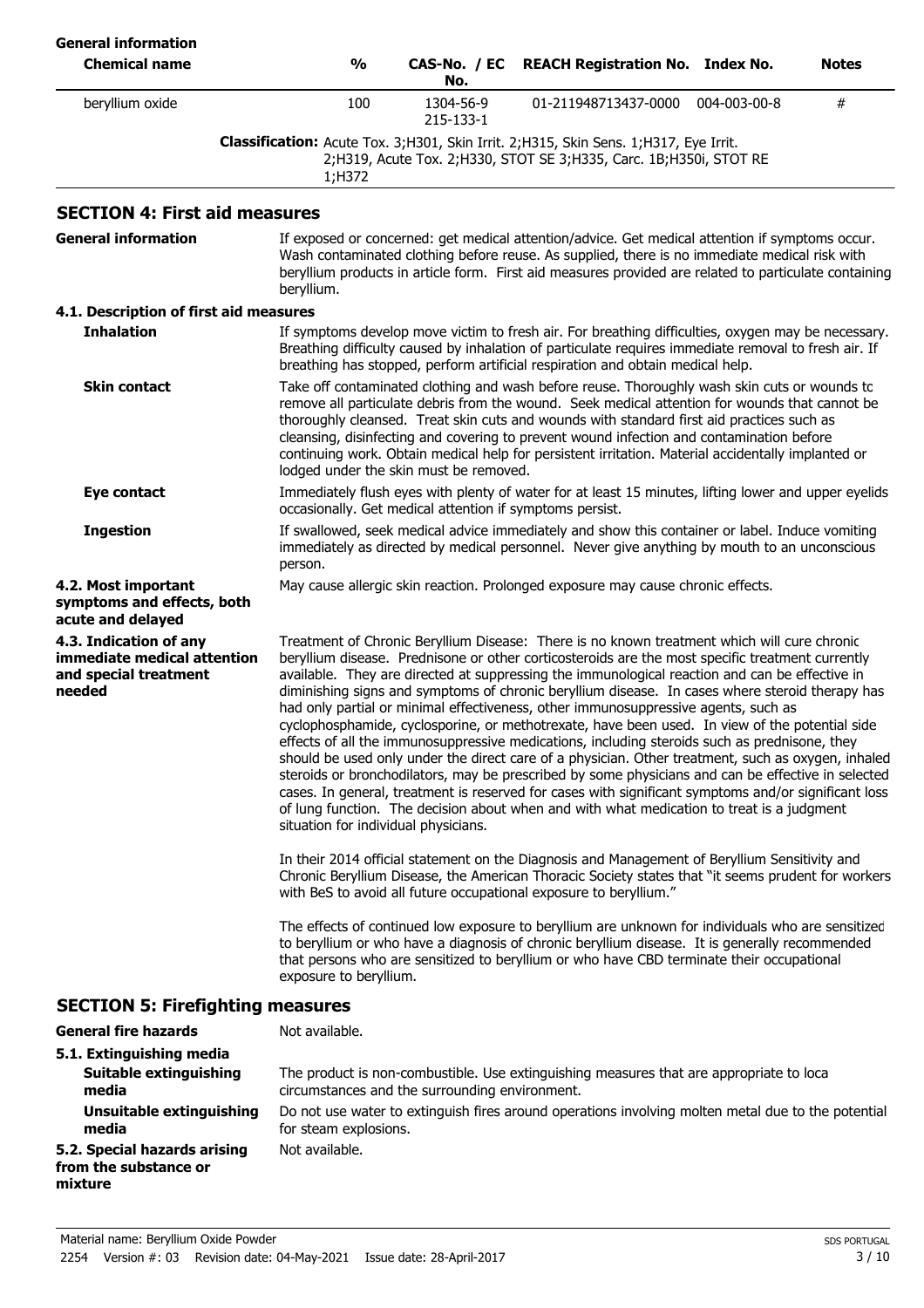**General information**

| Chemical name | % | CAS-No. / EC No. | REACH Registration No. | Index No. | Notes |
|---|---|---|---|---|---|
| beryllium oxide | 100 | 1304-56-9<br>215-133-1 | 01-211948713437-0000 | 004-003-00-8 | # |
| | **Classification:** Acute Tox. 3;H301, Skin Irrit. 2;H315, Skin Sens. 1;H317, Eye Irrit. 2;H319, Acute Tox. 2;H330, STOT SE 3;H335, Carc. 1B;H350i, STOT RE 1;H372 | | | | |

## SECTION 4: First aid measures

**General information**

If exposed or concerned: get medical attention/advice. Get medical attention if symptoms occur. Wash contaminated clothing before reuse. As supplied, there is no immediate medical risk with beryllium products in article form. First aid measures provided are related to particulate containing beryllium.

### 4.1. Description of first aid measures

**Inhalation**

If symptoms develop move victim to fresh air. For breathing difficulties, oxygen may be necessary. Breathing difficulty caused by inhalation of particulate requires immediate removal to fresh air. If breathing has stopped, perform artificial respiration and obtain medical help.

**Skin contact**

Take off contaminated clothing and wash before reuse. Thoroughly wash skin cuts or wounds to remove all particulate debris from the wound. Seek medical attention for wounds that cannot be thoroughly cleansed. Treat skin cuts and wounds with standard first aid practices such as cleansing, disinfecting and covering to prevent wound infection and contamination before continuing work. Obtain medical help for persistent irritation. Material accidentally implanted or lodged under the skin must be removed.

**Eye contact**

Immediately flush eyes with plenty of water for at least 15 minutes, lifting lower and upper eyelids occasionally. Get medical attention if symptoms persist.

**Ingestion**

If swallowed, seek medical advice immediately and show this container or label. Induce vomiting immediately as directed by medical personnel. Never give anything by mouth to an unconscious person.

**4.2. Most important symptoms and effects, both acute and delayed**

May cause allergic skin reaction. Prolonged exposure may cause chronic effects.

**4.3. Indication of any immediate medical attention and special treatment needed**

Treatment of Chronic Beryllium Disease: There is no known treatment which will cure chronic beryllium disease. Prednisone or other corticosteroids are the most specific treatment currently available. They are directed at suppressing the immunological reaction and can be effective in diminishing signs and symptoms of chronic beryllium disease. In cases where steroid therapy has had only partial or minimal effectiveness, other immunosuppressive agents, such as cyclophosphamide, cyclosporine, or methotrexate, have been used. In view of the potential side effects of all the immunosuppressive medications, including steroids such as prednisone, they should be used only under the direct care of a physician. Other treatment, such as oxygen, inhaled steroids or bronchodilators, may be prescribed by some physicians and can be effective in selected cases. In general, treatment is reserved for cases with significant symptoms and/or significant loss of lung function. The decision about when and with what medication to treat is a judgment situation for individual physicians.

In their 2014 official statement on the Diagnosis and Management of Beryllium Sensitivity and Chronic Beryllium Disease, the American Thoracic Society states that "it seems prudent for workers with BeS to avoid all future occupational exposure to beryllium."

The effects of continued low exposure to beryllium are unknown for individuals who are sensitized to beryllium or who have a diagnosis of chronic beryllium disease. It is generally recommended that persons who are sensitized to beryllium or who have CBD terminate their occupational exposure to beryllium.

## SECTION 5: Firefighting measures

**General fire hazards**

Not available.

### 5.1. Extinguishing media

**Suitable extinguishing media**

The product is non-combustible. Use extinguishing measures that are appropriate to loca circumstances and the surrounding environment.

**Unsuitable extinguishing media**

Do not use water to extinguish fires around operations involving molten metal due to the potential for steam explosions.

**5.2. Special hazards arising from the substance or mixture**

Not available.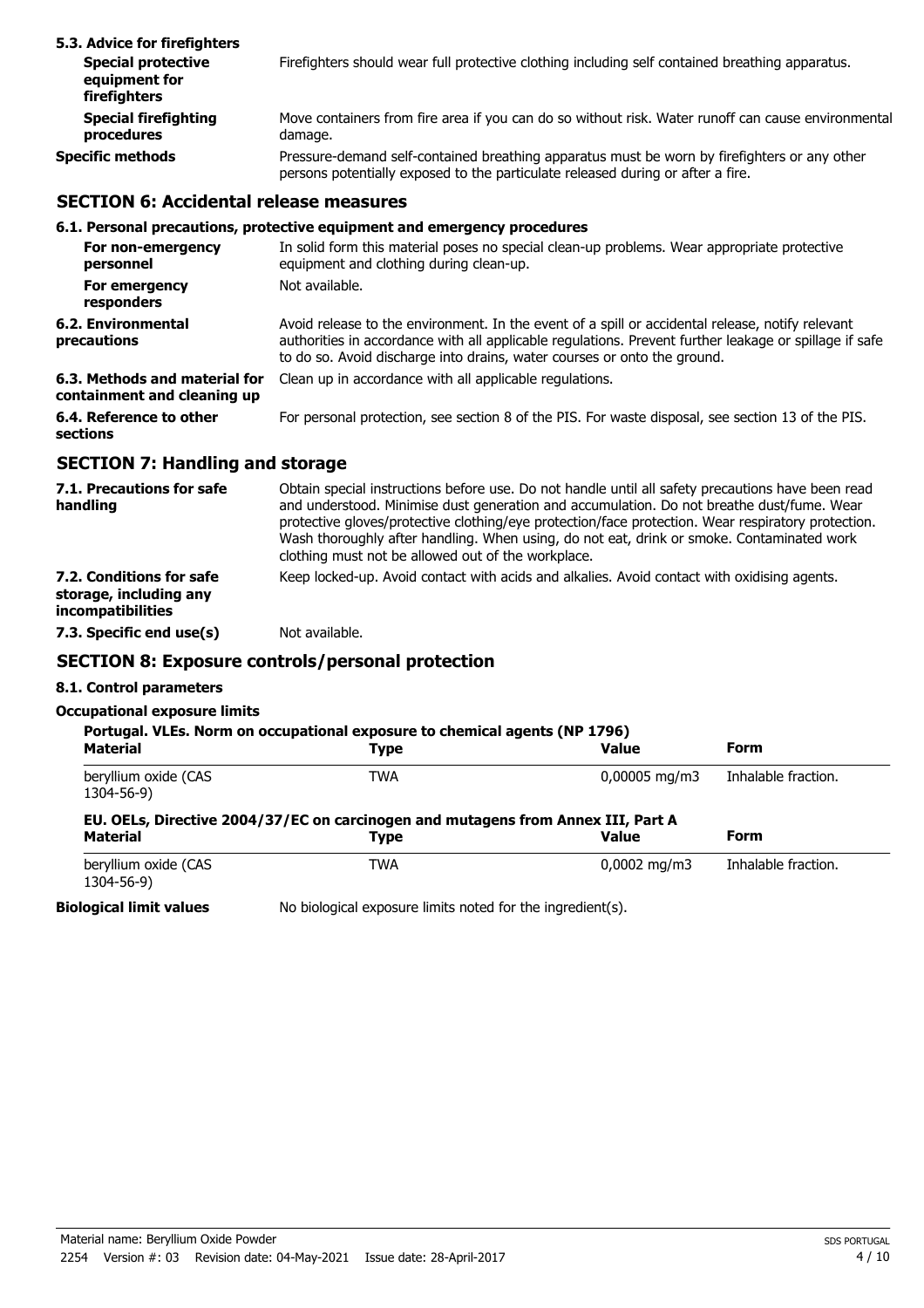**5.3. Advice for firefighters**

| | |
|---|---|
| **Special protective equipment for firefighters** | Firefighters should wear full protective clothing including self contained breathing apparatus. |
| **Special firefighting procedures** | Move containers from fire area if you can do so without risk. Water runoff can cause environmental damage. |
| **Specific methods** | Pressure-demand self-contained breathing apparatus must be worn by firefighters or any other persons potentially exposed to the particulate released during or after a fire. |

## SECTION 6: Accidental release measures

**6.1. Personal precautions, protective equipment and emergency procedures**

| | |
|---|---|
| **For non-emergency personnel** | In solid form this material poses no special clean-up problems. Wear appropriate protective equipment and clothing during clean-up. |
| **For emergency responders** | Not available. |
| **6.2. Environmental precautions** | Avoid release to the environment. In the event of a spill or accidental release, notify relevant authorities in accordance with all applicable regulations. Prevent further leakage or spillage if safe to do so. Avoid discharge into drains, water courses or onto the ground. |
| **6.3. Methods and material for containment and cleaning up** | Clean up in accordance with all applicable regulations. |
| **6.4. Reference to other sections** | For personal protection, see section 8 of the PIS. For waste disposal, see section 13 of the PIS. |

## SECTION 7: Handling and storage

| | |
|---|---|
| **7.1. Precautions for safe handling** | Obtain special instructions before use. Do not handle until all safety precautions have been read and understood. Minimise dust generation and accumulation. Do not breathe dust/fume. Wear protective gloves/protective clothing/eye protection/face protection. Wear respiratory protection. Wash thoroughly after handling. When using, do not eat, drink or smoke. Contaminated work clothing must not be allowed out of the workplace. |
| **7.2. Conditions for safe storage, including any incompatibilities** | Keep locked-up. Avoid contact with acids and alkalies. Avoid contact with oxidising agents. |
| **7.3. Specific end use(s)** | Not available. |

## SECTION 8: Exposure controls/personal protection

**8.1. Control parameters**

**Occupational exposure limits**

**Portugal. VLEs. Norm on occupational exposure to chemical agents (NP 1796)**

| Material | Type | Value | Form |
|---|---|---|---|
| beryllium oxide (CAS 1304-56-9) | TWA | 0,00005 mg/m3 | Inhalable fraction. |

**EU. OELs, Directive 2004/37/EC on carcinogen and mutagens from Annex III, Part A**

| Material | Type | Value | Form |
|---|---|---|---|
| beryllium oxide (CAS 1304-56-9) | TWA | 0,0002 mg/m3 | Inhalable fraction. |

**Biological limit values** No biological exposure limits noted for the ingredient(s).

Material name: Beryllium Oxide Powder
2254 Version #: 03 Revision date: 04-May-2021 Issue date: 28-April-2017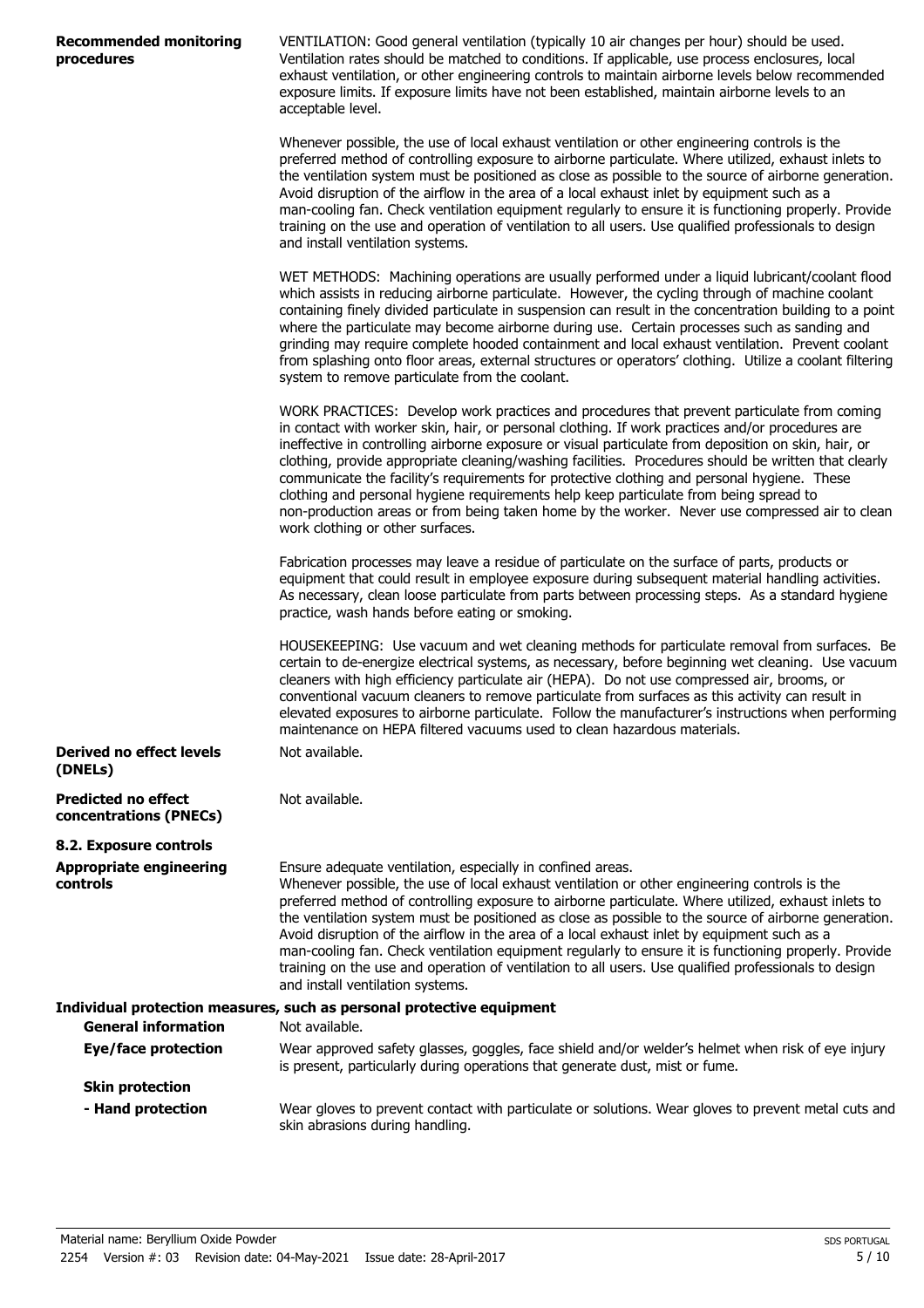**Recommended monitoring procedures**

VENTILATION: Good general ventilation (typically 10 air changes per hour) should be used. Ventilation rates should be matched to conditions. If applicable, use process enclosures, local exhaust ventilation, or other engineering controls to maintain airborne levels below recommended exposure limits. If exposure limits have not been established, maintain airborne levels to an acceptable level.

Whenever possible, the use of local exhaust ventilation or other engineering controls is the preferred method of controlling exposure to airborne particulate. Where utilized, exhaust inlets to the ventilation system must be positioned as close as possible to the source of airborne generation. Avoid disruption of the airflow in the area of a local exhaust inlet by equipment such as a man-cooling fan. Check ventilation equipment regularly to ensure it is functioning properly. Provide training on the use and operation of ventilation to all users. Use qualified professionals to design and install ventilation systems.

WET METHODS: Machining operations are usually performed under a liquid lubricant/coolant flood which assists in reducing airborne particulate. However, the cycling through of machine coolant containing finely divided particulate in suspension can result in the concentration building to a point where the particulate may become airborne during use. Certain processes such as sanding and grinding may require complete hooded containment and local exhaust ventilation. Prevent coolant from splashing onto floor areas, external structures or operators' clothing. Utilize a coolant filtering system to remove particulate from the coolant.

WORK PRACTICES: Develop work practices and procedures that prevent particulate from coming in contact with worker skin, hair, or personal clothing. If work practices and/or procedures are ineffective in controlling airborne exposure or visual particulate from deposition on skin, hair, or clothing, provide appropriate cleaning/washing facilities. Procedures should be written that clearly communicate the facility's requirements for protective clothing and personal hygiene. These clothing and personal hygiene requirements help keep particulate from being spread to non-production areas or from being taken home by the worker. Never use compressed air to clean work clothing or other surfaces.

Fabrication processes may leave a residue of particulate on the surface of parts, products or equipment that could result in employee exposure during subsequent material handling activities. As necessary, clean loose particulate from parts between processing steps. As a standard hygiene practice, wash hands before eating or smoking.

HOUSEKEEPING: Use vacuum and wet cleaning methods for particulate removal from surfaces. Be certain to de-energize electrical systems, as necessary, before beginning wet cleaning. Use vacuum cleaners with high efficiency particulate air (HEPA). Do not use compressed air, brooms, or conventional vacuum cleaners to remove particulate from surfaces as this activity can result in elevated exposures to airborne particulate. Follow the manufacturer's instructions when performing maintenance on HEPA filtered vacuums used to clean hazardous materials.

**Derived no effect levels (DNELs)**

Not available.

**Predicted no effect concentrations (PNECs)**

Not available.

## 8.2. Exposure controls

**Appropriate engineering controls**

Ensure adequate ventilation, especially in confined areas.
Whenever possible, the use of local exhaust ventilation or other engineering controls is the preferred method of controlling exposure to airborne particulate. Where utilized, exhaust inlets to the ventilation system must be positioned as close as possible to the source of airborne generation. Avoid disruption of the airflow in the area of a local exhaust inlet by equipment such as a man-cooling fan. Check ventilation equipment regularly to ensure it is functioning properly. Provide training on the use and operation of ventilation to all users. Use qualified professionals to design and install ventilation systems.

**Individual protection measures, such as personal protective equipment**

**General information**

Not available.

**Eye/face protection**

Wear approved safety glasses, goggles, face shield and/or welder's helmet when risk of eye injury is present, particularly during operations that generate dust, mist or fume.

**Skin protection**

**- Hand protection**

Wear gloves to prevent contact with particulate or solutions. Wear gloves to prevent metal cuts and skin abrasions during handling.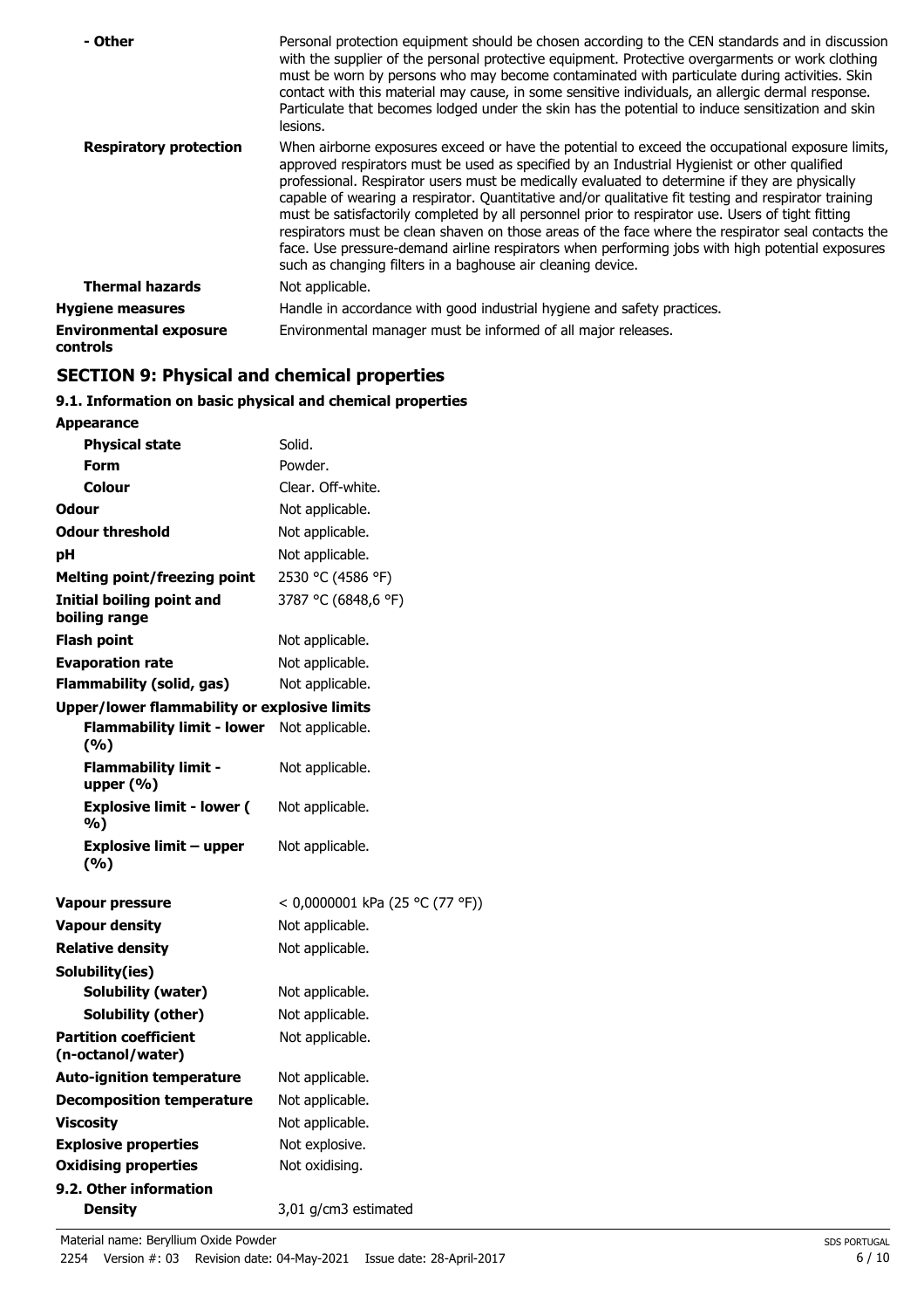| | |
|---|---|
| **- Other** | Personal protection equipment should be chosen according to the CEN standards and in discussion with the supplier of the personal protective equipment. Protective overgarments or work clothing must be worn by persons who may become contaminated with particulate during activities. Skin contact with this material may cause, in some sensitive individuals, an allergic dermal response. Particulate that becomes lodged under the skin has the potential to induce sensitization and skin lesions. |
| **Respiratory protection** | When airborne exposures exceed or have the potential to exceed the occupational exposure limits, approved respirators must be used as specified by an Industrial Hygienist or other qualified professional. Respirator users must be medically evaluated to determine if they are physically capable of wearing a respirator. Quantitative and/or qualitative fit testing and respirator training must be satisfactorily completed by all personnel prior to respirator use. Users of tight fitting respirators must be clean shaven on those areas of the face where the respirator seal contacts the face. Use pressure-demand airline respirators when performing jobs with high potential exposures such as changing filters in a baghouse air cleaning device. |
| **Thermal hazards** | Not applicable. |
| **Hygiene measures** | Handle in accordance with good industrial hygiene and safety practices. |
| **Environmental exposure controls** | Environmental manager must be informed of all major releases. |

## SECTION 9: Physical and chemical properties

### 9.1. Information on basic physical and chemical properties

| | |
|---|---|
| **Appearance** | |
| **Physical state** | Solid. |
| **Form** | Powder. |
| **Colour** | Clear. Off-white. |
| **Odour** | Not applicable. |
| **Odour threshold** | Not applicable. |
| **pH** | Not applicable. |
| **Melting point/freezing point** | 2530 °C (4586 °F) |
| **Initial boiling point and boiling range** | 3787 °C (6848,6 °F) |
| **Flash point** | Not applicable. |
| **Evaporation rate** | Not applicable. |
| **Flammability (solid, gas)** | Not applicable. |
| **Upper/lower flammability or explosive limits** | |
| **Flammability limit - lower (%)** | Not applicable. |
| **Flammability limit - upper (%)** | Not applicable. |
| **Explosive limit - lower (%)** | Not applicable. |
| **Explosive limit – upper (%)** | Not applicable. |
| **Vapour pressure** | < 0,0000001 kPa (25 °C (77 °F)) |
| **Vapour density** | Not applicable. |
| **Relative density** | Not applicable. |
| **Solubility(ies)** | |
| **Solubility (water)** | Not applicable. |
| **Solubility (other)** | Not applicable. |
| **Partition coefficient (n-octanol/water)** | Not applicable. |
| **Auto-ignition temperature** | Not applicable. |
| **Decomposition temperature** | Not applicable. |
| **Viscosity** | Not applicable. |
| **Explosive properties** | Not explosive. |
| **Oxidising properties** | Not oxidising. |

### 9.2. Other information

| | |
|---|---|
| **Density** | 3,01 g/cm3 estimated |

Material name: Beryllium Oxide Powder
2254 Version #: 03 Revision date: 04-May-2021 Issue date: 28-April-2017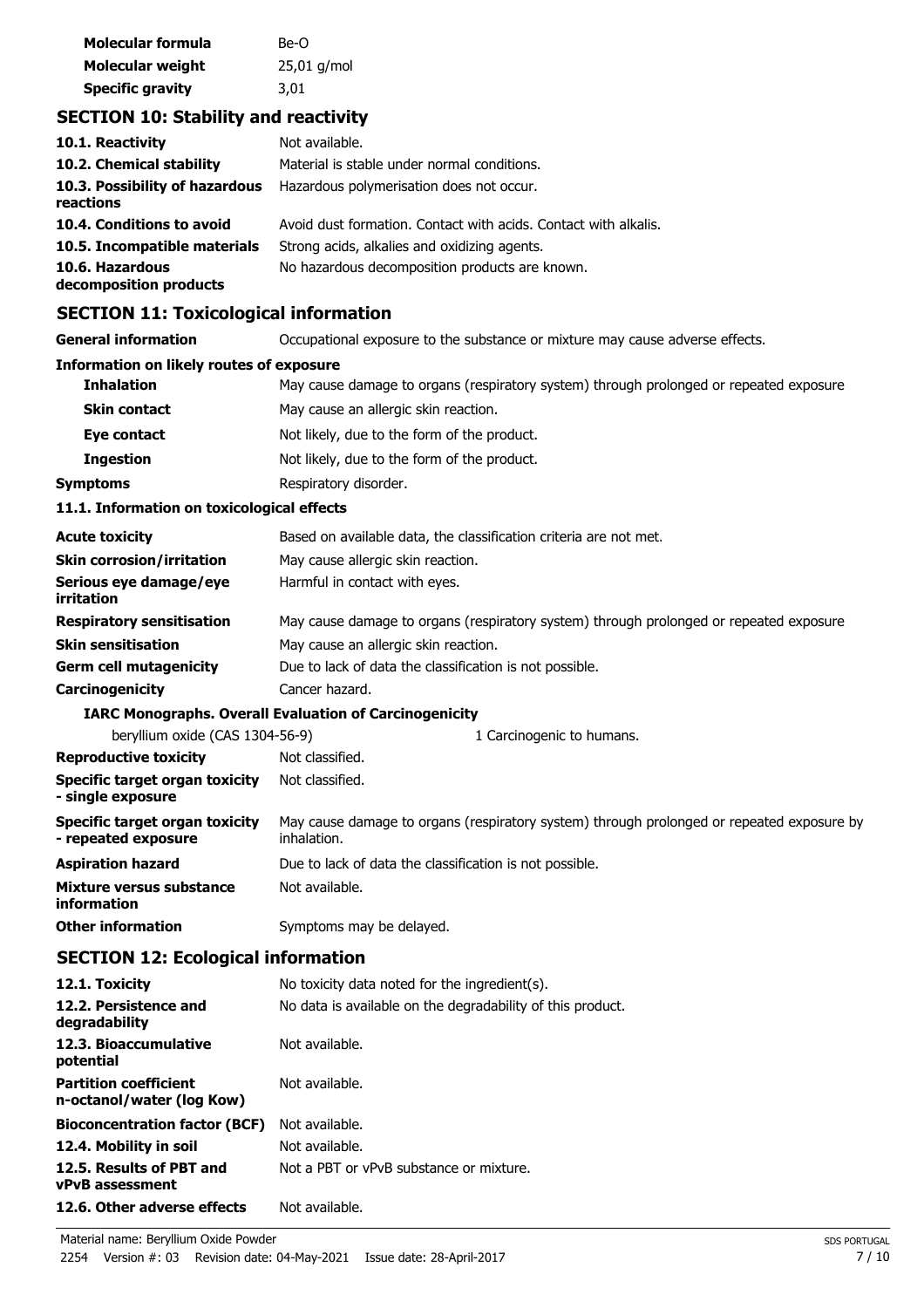| | |
|---|---|
| **Molecular formula** | Be-O |
| **Molecular weight** | 25,01 g/mol |
| **Specific gravity** | 3,01 |

## SECTION 10: Stability and reactivity

| | |
|---|---|
| **10.1. Reactivity** | Not available. |
| **10.2. Chemical stability** | Material is stable under normal conditions. |
| **10.3. Possibility of hazardous reactions** | Hazardous polymerisation does not occur. |
| **10.4. Conditions to avoid** | Avoid dust formation. Contact with acids. Contact with alkalis. |
| **10.5. Incompatible materials** | Strong acids, alkalies and oxidizing agents. |
| **10.6. Hazardous decomposition products** | No hazardous decomposition products are known. |

## SECTION 11: Toxicological information

| | |
|---|---|
| **General information** | Occupational exposure to the substance or mixture may cause adverse effects. |

**Information on likely routes of exposure**

| | |
|---|---|
| **Inhalation** | May cause damage to organs (respiratory system) through prolonged or repeated exposure |
| **Skin contact** | May cause an allergic skin reaction. |
| **Eye contact** | Not likely, due to the form of the product. |
| **Ingestion** | Not likely, due to the form of the product. |
| **Symptoms** | Respiratory disorder. |

**11.1. Information on toxicological effects**

| | |
|---|---|
| **Acute toxicity** | Based on available data, the classification criteria are not met. |
| **Skin corrosion/irritation** | May cause allergic skin reaction. |
| **Serious eye damage/eye irritation** | Harmful in contact with eyes. |
| **Respiratory sensitisation** | May cause damage to organs (respiratory system) through prolonged or repeated exposure |
| **Skin sensitisation** | May cause an allergic skin reaction. |
| **Germ cell mutagenicity** | Due to lack of data the classification is not possible. |
| **Carcinogenicity** | Cancer hazard. |

**IARC Monographs. Overall Evaluation of Carcinogenicity**

| | |
|---|---|
| beryllium oxide (CAS 1304-56-9) | 1 Carcinogenic to humans. |

| | |
|---|---|
| **Reproductive toxicity** | Not classified. |
| **Specific target organ toxicity - single exposure** | Not classified. |
| **Specific target organ toxicity - repeated exposure** | May cause damage to organs (respiratory system) through prolonged or repeated exposure by inhalation. |
| **Aspiration hazard** | Due to lack of data the classification is not possible. |
| **Mixture versus substance information** | Not available. |
| **Other information** | Symptoms may be delayed. |

## SECTION 12: Ecological information

| | |
|---|---|
| **12.1. Toxicity** | No toxicity data noted for the ingredient(s). |
| **12.2. Persistence and degradability** | No data is available on the degradability of this product. |
| **12.3. Bioaccumulative potential** | Not available. |
| **Partition coefficient n-octanol/water (log Kow)** | Not available. |
| **Bioconcentration factor (BCF)** | Not available. |
| **12.4. Mobility in soil** | Not available. |
| **12.5. Results of PBT and vPvB assessment** | Not a PBT or vPvB substance or mixture. |
| **12.6. Other adverse effects** | Not available. |

Material name: Beryllium Oxide Powder
2254 Version #: 03 Revision date: 04-May-2021 Issue date: 28-April-2017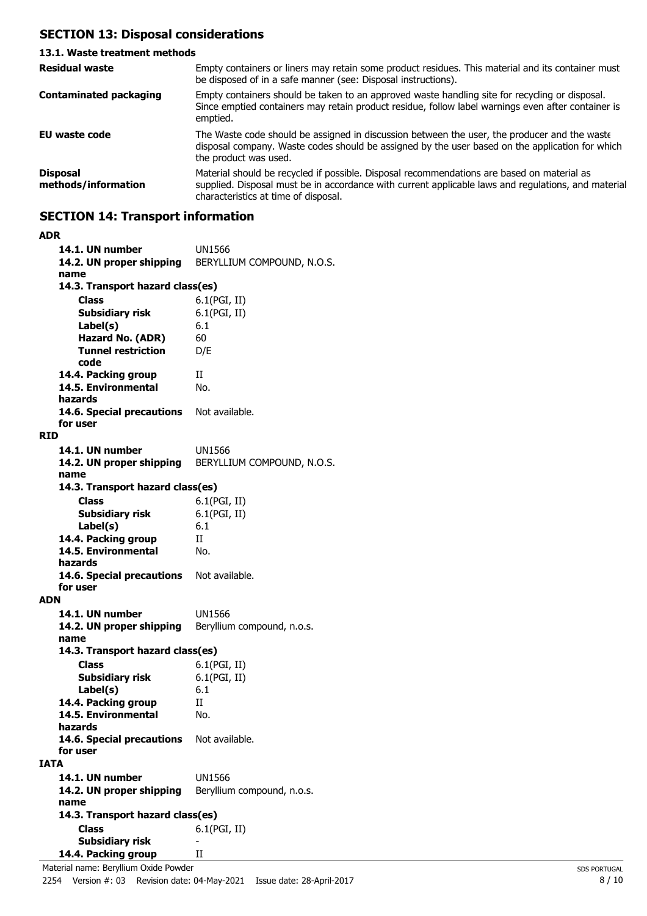## SECTION 13: Disposal considerations

### 13.1. Waste treatment methods

| | |
|---|---|
| **Residual waste** | Empty containers or liners may retain some product residues. This material and its container must be disposed of in a safe manner (see: Disposal instructions). |
| **Contaminated packaging** | Empty containers should be taken to an approved waste handling site for recycling or disposal. Since emptied containers may retain product residue, follow label warnings even after container is emptied. |
| **EU waste code** | The Waste code should be assigned in discussion between the user, the producer and the waste disposal company. Waste codes should be assigned by the user based on the application for which the product was used. |
| **Disposal methods/information** | Material should be recycled if possible. Disposal recommendations are based on material as supplied. Disposal must be in accordance with current applicable laws and regulations, and material characteristics at time of disposal. |

## SECTION 14: Transport information

**ADR**

| | |
|---|---|
| **14.1. UN number** | UN1566 |
| **14.2. UN proper shipping name** | BERYLLIUM COMPOUND, N.O.S. |
| **14.3. Transport hazard class(es)** | |
| **Class** | 6.1(PGI, II) |
| **Subsidiary risk** | 6.1(PGI, II) |
| **Label(s)** | 6.1 |
| **Hazard No. (ADR)** | 60 |
| **Tunnel restriction code** | D/E |
| **14.4. Packing group** | II |
| **14.5. Environmental hazards** | No. |
| **14.6. Special precautions for user** | Not available. |

**RID**

| | |
|---|---|
| **14.1. UN number** | UN1566 |
| **14.2. UN proper shipping name** | BERYLLIUM COMPOUND, N.O.S. |
| **14.3. Transport hazard class(es)** | |
| **Class** | 6.1(PGI, II) |
| **Subsidiary risk** | 6.1(PGI, II) |
| **Label(s)** | 6.1 |
| **14.4. Packing group** | II |
| **14.5. Environmental hazards** | No. |
| **14.6. Special precautions for user** | Not available. |

**ADN**

| | |
|---|---|
| **14.1. UN number** | UN1566 |
| **14.2. UN proper shipping name** | Beryllium compound, n.o.s. |
| **14.3. Transport hazard class(es)** | |
| **Class** | 6.1(PGI, II) |
| **Subsidiary risk** | 6.1(PGI, II) |
| **Label(s)** | 6.1 |
| **14.4. Packing group** | II |
| **14.5. Environmental hazards** | No. |
| **14.6. Special precautions for user** | Not available. |

**IATA**

| | |
|---|---|
| **14.1. UN number** | UN1566 |
| **14.2. UN proper shipping name** | Beryllium compound, n.o.s. |
| **14.3. Transport hazard class(es)** | |
| **Class** | 6.1(PGI, II) |
| **Subsidiary risk** | - |
| **14.4. Packing group** | II |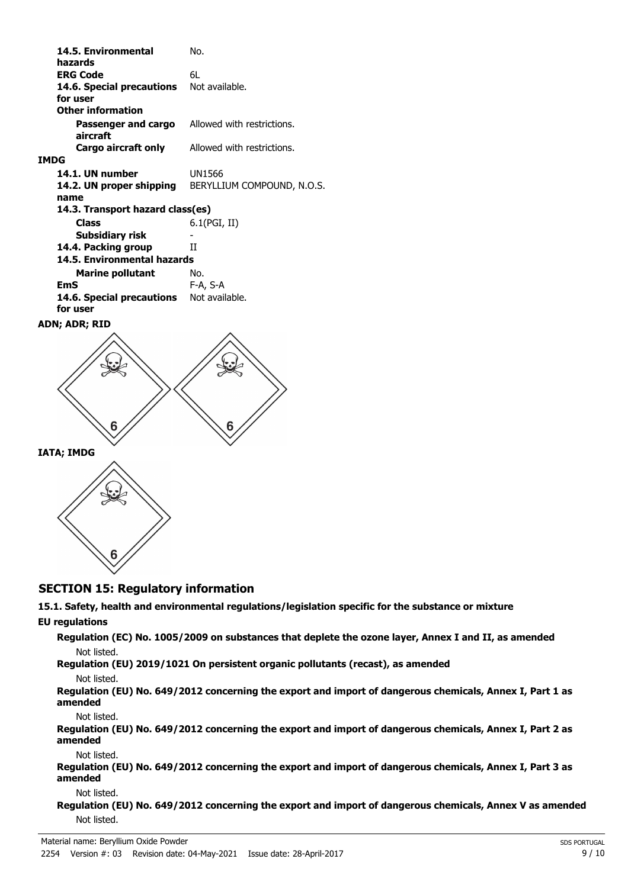| | |
|---|---|
| **14.5. Environmental hazards** | No. |
| **ERG Code** | 6L |
| **14.6. Special precautions for user** | Not available. |
| **Other information** | |
| **Passenger and cargo aircraft** | Allowed with restrictions. |
| **Cargo aircraft only** | Allowed with restrictions. |

**IMDG**

| | |
|---|---|
| **14.1. UN number** | UN1566 |
| **14.2. UN proper shipping name** | BERYLLIUM COMPOUND, N.O.S. |
| **14.3. Transport hazard class(es)** | |
| **Class** | 6.1(PGI, II) |
| **Subsidiary risk** | - |
| **14.4. Packing group** | II |
| **14.5. Environmental hazards** | |
| **Marine pollutant** | No. |
| **EmS** | F-A, S-A |
| **14.6. Special precautions for user** | Not available. |

**ADN; ADR; RID**

**IATA; IMDG**

## SECTION 15: Regulatory information

**15.1. Safety, health and environmental regulations/legislation specific for the substance or mixture**

**EU regulations**

**Regulation (EC) No. 1005/2009 on substances that deplete the ozone layer, Annex I and II, as amended**

Not listed.

**Regulation (EU) 2019/1021 On persistent organic pollutants (recast), as amended**

Not listed.

**Regulation (EU) No. 649/2012 concerning the export and import of dangerous chemicals, Annex I, Part 1 as amended**

Not listed.

**Regulation (EU) No. 649/2012 concerning the export and import of dangerous chemicals, Annex I, Part 2 as amended**

Not listed.

**Regulation (EU) No. 649/2012 concerning the export and import of dangerous chemicals, Annex I, Part 3 as amended**

Not listed.

**Regulation (EU) No. 649/2012 concerning the export and import of dangerous chemicals, Annex V as amended**

Not listed.

Material name: Beryllium Oxide Powder

2254 Version #: 03 Revision date: 04-May-2021 Issue date: 28-April-2017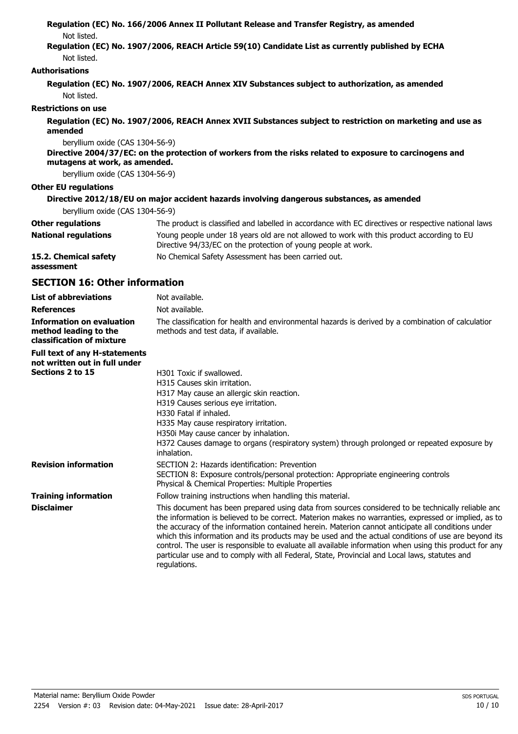**Regulation (EC) No. 166/2006 Annex II Pollutant Release and Transfer Registry, as amended**

Not listed.

**Regulation (EC) No. 1907/2006, REACH Article 59(10) Candidate List as currently published by ECHA**

Not listed.

**Authorisations**

**Regulation (EC) No. 1907/2006, REACH Annex XIV Substances subject to authorization, as amended**

Not listed.

**Restrictions on use**

**Regulation (EC) No. 1907/2006, REACH Annex XVII Substances subject to restriction on marketing and use as amended**

beryllium oxide (CAS 1304-56-9)

**Directive 2004/37/EC: on the protection of workers from the risks related to exposure to carcinogens and mutagens at work, as amended.**

beryllium oxide (CAS 1304-56-9)

**Other EU regulations**

**Directive 2012/18/EU on major accident hazards involving dangerous substances, as amended**

beryllium oxide (CAS 1304-56-9)

| | |
|---|---|
| **Other regulations** | The product is classified and labelled in accordance with EC directives or respective national laws |
| **National regulations** | Young people under 18 years old are not allowed to work with this product according to EU Directive 94/33/EC on the protection of young people at work. |
| **15.2. Chemical safety assessment** | No Chemical Safety Assessment has been carried out. |

## SECTION 16: Other information

| | |
|---|---|
| **List of abbreviations** | Not available. |
| **References** | Not available. |
| **Information on evaluation method leading to the classification of mixture** | The classification for health and environmental hazards is derived by a combination of calculation methods and test data, if available. |
| **Full text of any H-statements not written out in full under Sections 2 to 15** | H301 Toxic if swallowed.<br>H315 Causes skin irritation.<br>H317 May cause an allergic skin reaction.<br>H319 Causes serious eye irritation.<br>H330 Fatal if inhaled.<br>H335 May cause respiratory irritation.<br>H350i May cause cancer by inhalation.<br>H372 Causes damage to organs (respiratory system) through prolonged or repeated exposure by inhalation. |
| **Revision information** | SECTION 2: Hazards identification: Prevention<br>SECTION 8: Exposure controls/personal protection: Appropriate engineering controls<br>Physical & Chemical Properties: Multiple Properties |
| **Training information** | Follow training instructions when handling this material. |
| **Disclaimer** | This document has been prepared using data from sources considered to be technically reliable and the information is believed to be correct. Materion makes no warranties, expressed or implied, as to the accuracy of the information contained herein. Materion cannot anticipate all conditions under which this information and its products may be used and the actual conditions of use are beyond its control. The user is responsible to evaluate all available information when using this product for any particular use and to comply with all Federal, State, Provincial and Local laws, statutes and regulations. |

Material name: Beryllium Oxide Powder
2254 Version #: 03 Revision date: 04-May-2021 Issue date: 28-April-2017
SDS PORTUGAL